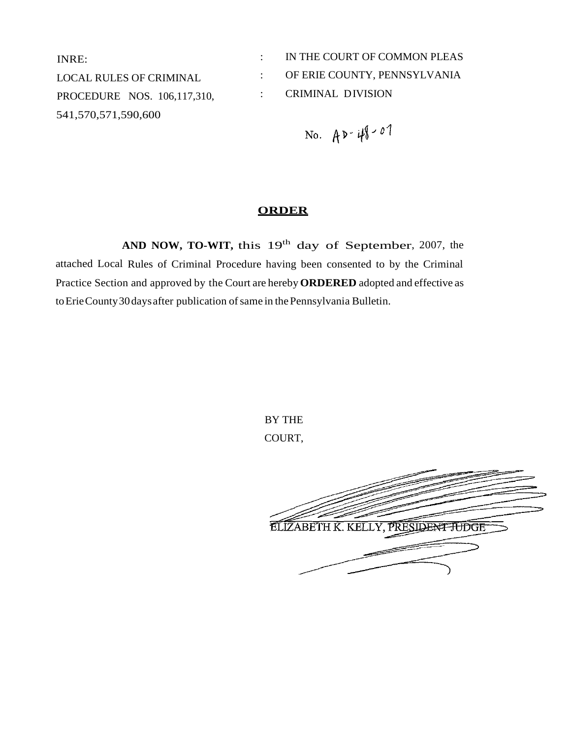INRE:
LOCAL RULES OF CRIMINAL
PROCEDURE NOS. 106,117,310,
541,570,571,590,600

: IN THE COURT OF COMMON PLEAS
: OF ERIE COUNTY, PENNSYLVANIA
: CRIMINAL DIVISION

No. AD-48-07

## ORDER

**AND NOW, TO-WIT,** this 19th day of September, 2007, the attached Local Rules of Criminal Procedure having been consented to by the Criminal Practice Section and approved by the Court are hereby **ORDERED** adopted and effective as to Erie County 30 days after publication of same in the Pennsylvania Bulletin.

BY THE
COURT,

ELIZABETH K. KELLY, PRESIDENT JUDGE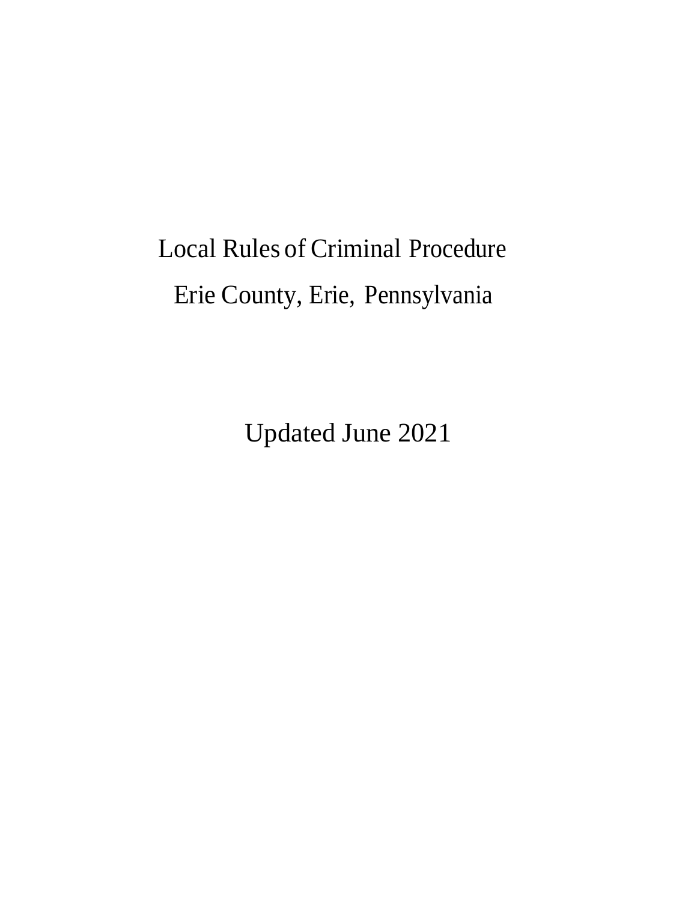# Local Rules of Criminal Procedure

# Erie County, Erie, Pennsylvania

Updated June 2021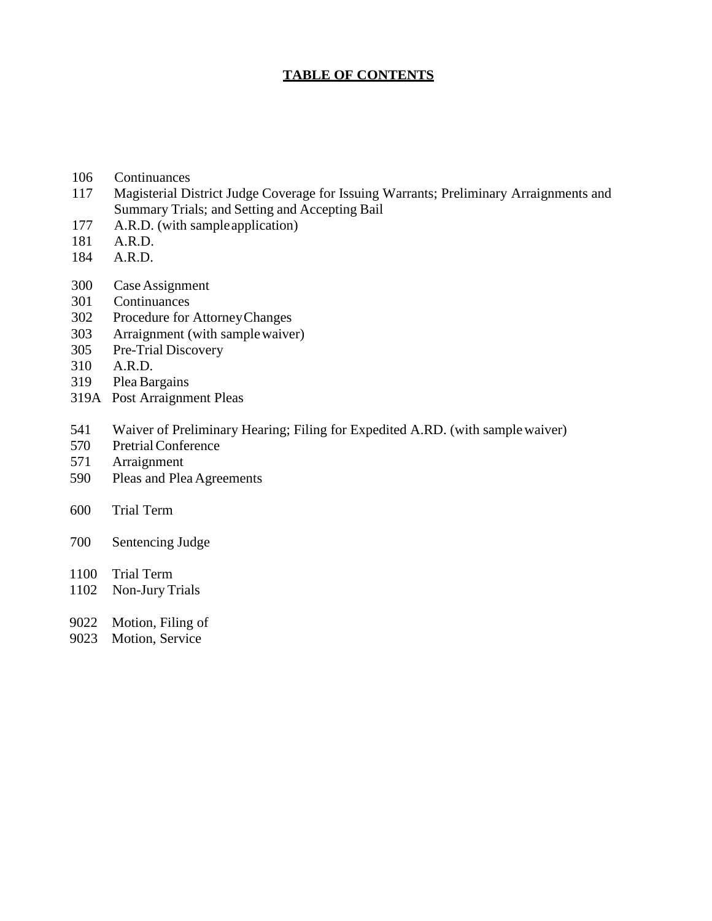# TABLE OF CONTENTS

106 Continuances
117 Magisterial District Judge Coverage for Issuing Warrants; Preliminary Arraignments and Summary Trials; and Setting and Accepting Bail
177 A.R.D. (with sample application)
181 A.R.D.
184 A.R.D.

300 Case Assignment
301 Continuances
302 Procedure for Attorney Changes
303 Arraignment (with sample waiver)
305 Pre-Trial Discovery
310 A.R.D.
319 Plea Bargains
319A Post Arraignment Pleas

541 Waiver of Preliminary Hearing; Filing for Expedited A.RD. (with sample waiver)
570 Pretrial Conference
571 Arraignment
590 Pleas and Plea Agreements

600 Trial Term

700 Sentencing Judge

1100 Trial Term
1102 Non-Jury Trials

9022 Motion, Filing of
9023 Motion, Service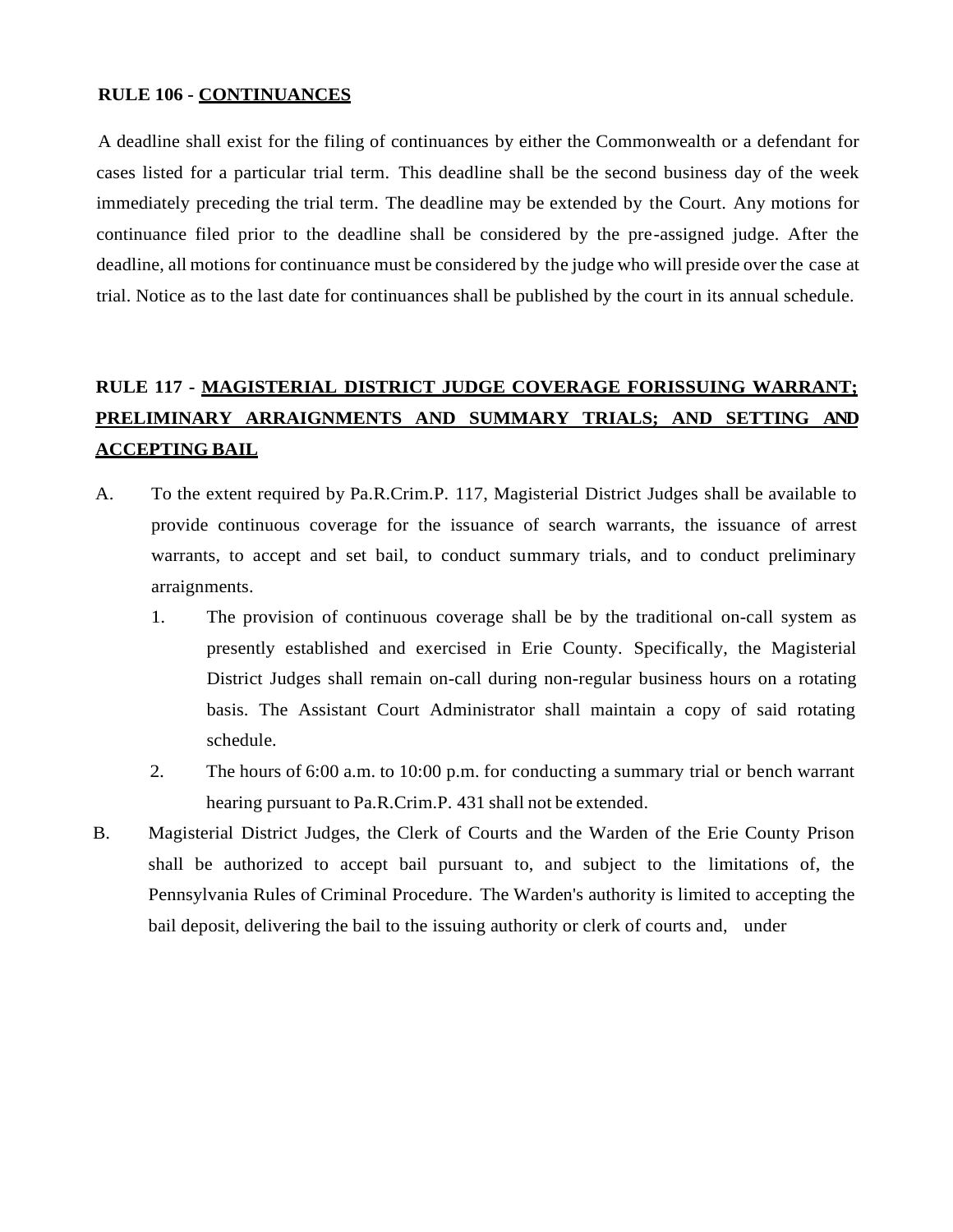**RULE 106 - CONTINUANCES**

A deadline shall exist for the filing of continuances by either the Commonwealth or a defendant for cases listed for a particular trial term. This deadline shall be the second business day of the week immediately preceding the trial term. The deadline may be extended by the Court. Any motions for continuance filed prior to the deadline shall be considered by the pre-assigned judge. After the deadline, all motions for continuance must be considered by the judge who will preside over the case at trial. Notice as to the last date for continuances shall be published by the court in its annual schedule.

**RULE 117 - MAGISTERIAL DISTRICT JUDGE COVERAGE FORISSUING WARRANT; PRELIMINARY ARRAIGNMENTS AND SUMMARY TRIALS; AND SETTING AND ACCEPTING BAIL**

A. To the extent required by Pa.R.Crim.P. 117, Magisterial District Judges shall be available to provide continuous coverage for the issuance of search warrants, the issuance of arrest warrants, to accept and set bail, to conduct summary trials, and to conduct preliminary arraignments.

   1. The provision of continuous coverage shall be by the traditional on-call system as presently established and exercised in Erie County. Specifically, the Magisterial District Judges shall remain on-call during non-regular business hours on a rotating basis. The Assistant Court Administrator shall maintain a copy of said rotating schedule.

   2. The hours of 6:00 a.m. to 10:00 p.m. for conducting a summary trial or bench warrant hearing pursuant to Pa.R.Crim.P. 431 shall not be extended.

B. Magisterial District Judges, the Clerk of Courts and the Warden of the Erie County Prison shall be authorized to accept bail pursuant to, and subject to the limitations of, the Pennsylvania Rules of Criminal Procedure. The Warden's authority is limited to accepting the bail deposit, delivering the bail to the issuing authority or clerk of courts and, under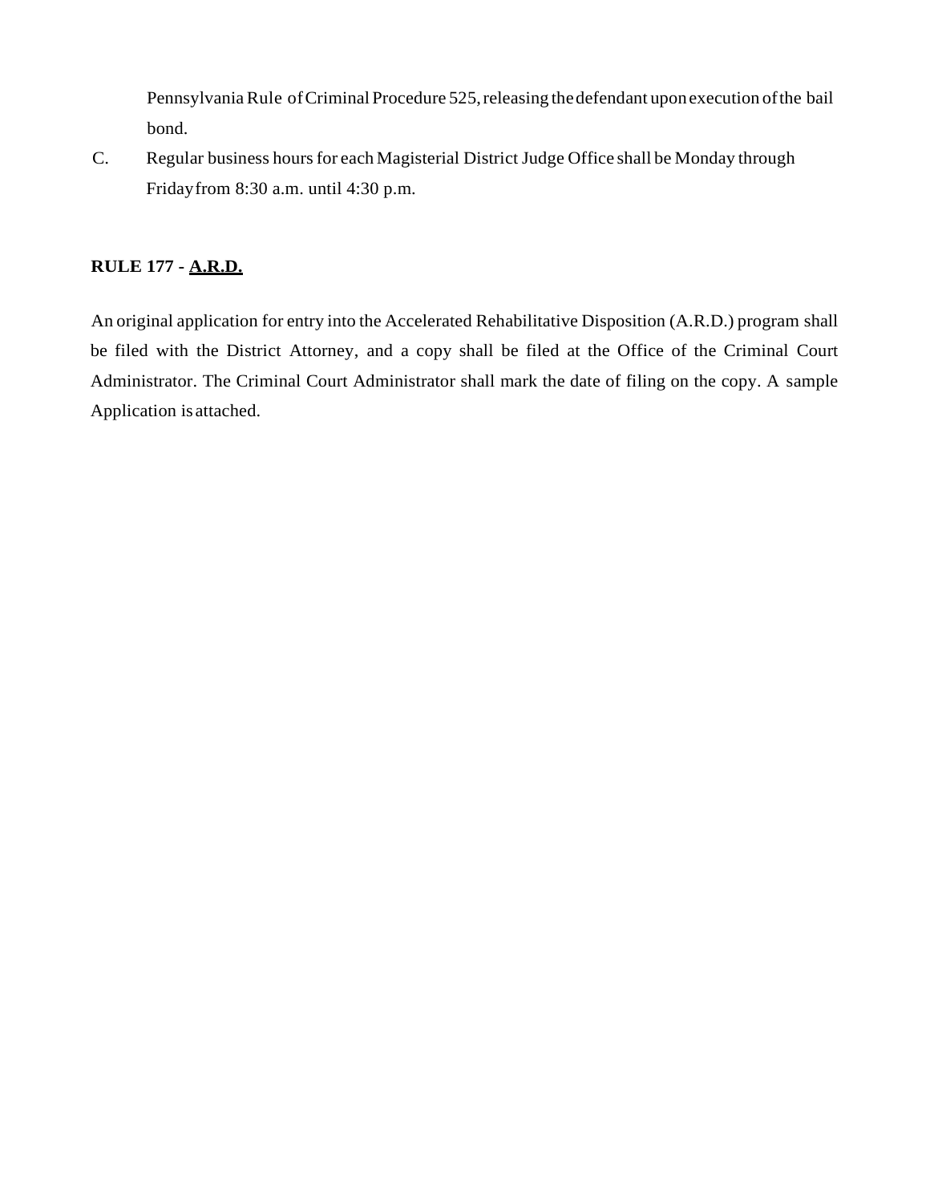Pennsylvania Rule of Criminal Procedure 525, releasing the defendant upon execution of the bail bond.

C. Regular business hours for each Magisterial District Judge Office shall be Monday through Friday from 8:30 a.m. until 4:30 p.m.

**RULE 177 - A.R.D.**

An original application for entry into the Accelerated Rehabilitative Disposition (A.R.D.) program shall be filed with the District Attorney, and a copy shall be filed at the Office of the Criminal Court Administrator. The Criminal Court Administrator shall mark the date of filing on the copy. A sample Application is attached.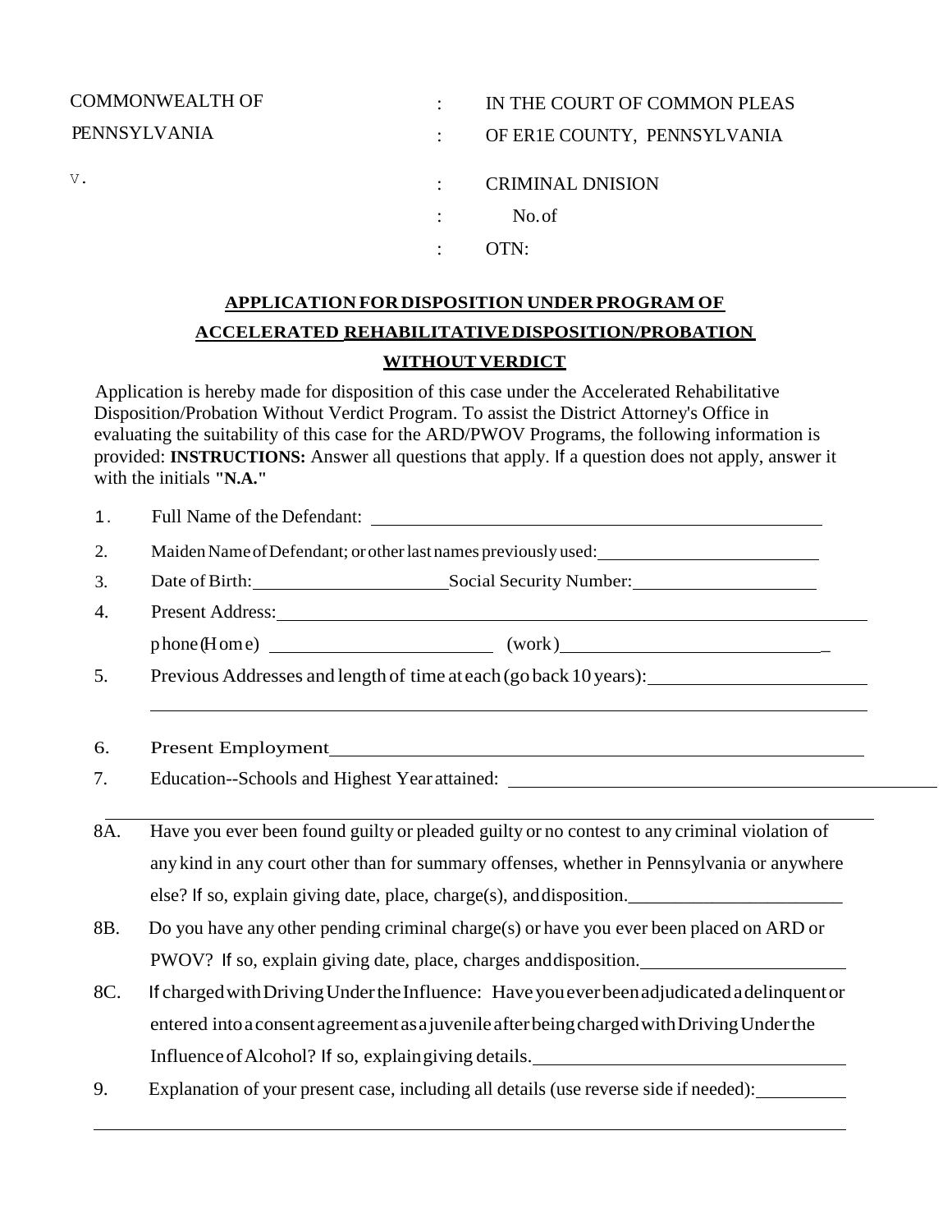| | | |
|---|---|---|
| COMMONWEALTH OF PENNSYLVANIA | : | IN THE COURT OF COMMON PLEAS |
| | : | OF ER1E COUNTY, PENNSYLVANIA |
| V. | : | CRIMINAL DNISION |
| | : | No. of |
| | : | OTN: |

## APPLICATION FOR DISPOSITION UNDER PROGRAM OF ACCELERATED REHABILITATIVE DISPOSITION/PROBATION WITHOUT VERDICT

Application is hereby made for disposition of this case under the Accelerated Rehabilitative Disposition/Probation Without Verdict Program. To assist the District Attorney's Office in evaluating the suitability of this case for the ARD/PWOV Programs, the following information is provided: **INSTRUCTIONS:** Answer all questions that apply. If a question does not apply, answer it with the initials **"N.A."**

1. Full Name of the Defendant: ______________________________

2. Maiden Name of Defendant; or other last names previously used: ______________________________

3. Date of Birth: ____________________ Social Security Number: ____________________

4. Present Address: ______________________________

   phone (Home) ____________________ (work) ____________________

5. Previous Addresses and length of time at each (go back 10 years): ______________________________

   ______________________________

6. Present Employment ______________________________

7. Education--Schools and Highest Year attained: ______________________________

   ______________________________

8A. Have you ever been found guilty or pleaded guilty or no contest to any criminal violation of any kind in any court other than for summary offenses, whether in Pennsylvania or anywhere else? If so, explain giving date, place, charge(s), and disposition. ____________________

8B. Do you have any other pending criminal charge(s) or have you ever been placed on ARD or PWOV? If so, explain giving date, place, charges and disposition. ____________________

8C. If charged with Driving Under the Influence: Have you ever been adjudicated a delinquent or entered into a consent agreement as a juvenile after being charged with Driving Under the Influence of Alcohol? If so, explain giving details. ____________________

9. Explanation of your present case, including all details (use reverse side if needed): __________

   ______________________________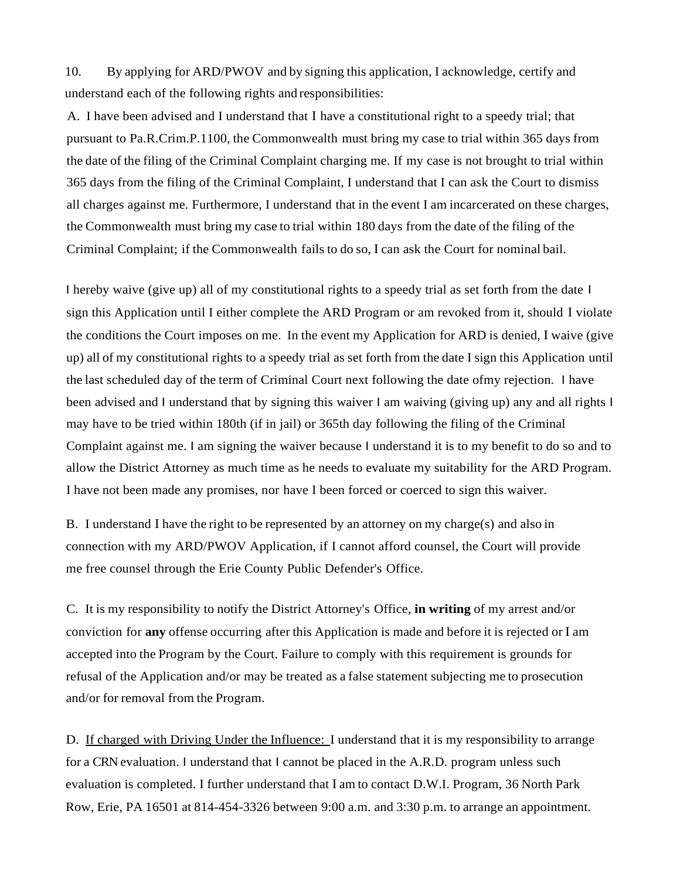10. By applying for ARD/PWOV and by signing this application, I acknowledge, certify and understand each of the following rights and responsibilities:

A. I have been advised and I understand that I have a constitutional right to a speedy trial; that pursuant to Pa.R.Crim.P.1100, the Commonwealth must bring my case to trial within 365 days from the date of the filing of the Criminal Complaint charging me. If my case is not brought to trial within 365 days from the filing of the Criminal Complaint, I understand that I can ask the Court to dismiss all charges against me. Furthermore, I understand that in the event I am incarcerated on these charges, the Commonwealth must bring my case to trial within 180 days from the date of the filing of the Criminal Complaint; if the Commonwealth fails to do so, I can ask the Court for nominal bail.

I hereby waive (give up) all of my constitutional rights to a speedy trial as set forth from the date I sign this Application until I either complete the ARD Program or am revoked from it, should I violate the conditions the Court imposes on me. In the event my Application for ARD is denied, I waive (give up) all of my constitutional rights to a speedy trial as set forth from the date I sign this Application until the last scheduled day of the term of Criminal Court next following the date ofmy rejection. I have been advised and I understand that by signing this waiver I am waiving (giving up) any and all rights I may have to be tried within 180th (if in jail) or 365th day following the filing of the Criminal Complaint against me. I am signing the waiver because I understand it is to my benefit to do so and to allow the District Attorney as much time as he needs to evaluate my suitability for the ARD Program. I have not been made any promises, nor have I been forced or coerced to sign this waiver.

B. I understand I have the right to be represented by an attorney on my charge(s) and also in connection with my ARD/PWOV Application, if I cannot afford counsel, the Court will provide me free counsel through the Erie County Public Defender's Office.

C. It is my responsibility to notify the District Attorney's Office, **in writing** of my arrest and/or conviction for **any** offense occurring after this Application is made and before it is rejected or I am accepted into the Program by the Court. Failure to comply with this requirement is grounds for refusal of the Application and/or may be treated as a false statement subjecting me to prosecution and/or for removal from the Program.

D. <u>If charged with Driving Under the Influence:</u> I understand that it is my responsibility to arrange for a CRN evaluation. I understand that I cannot be placed in the A.R.D. program unless such evaluation is completed. I further understand that I am to contact D.W.I. Program, 36 North Park Row, Erie, PA 16501 at 814-454-3326 between 9:00 a.m. and 3:30 p.m. to arrange an appointment.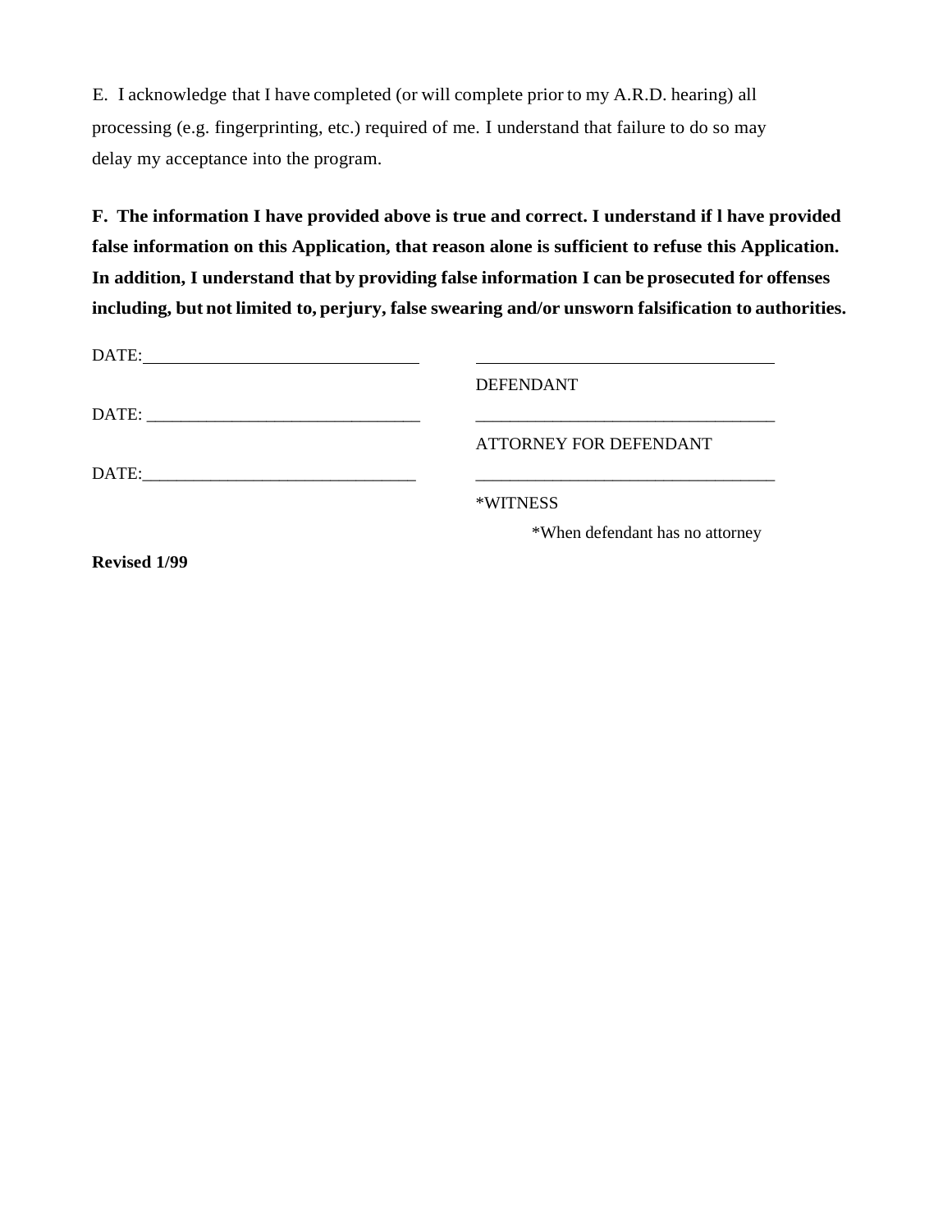E. I acknowledge that I have completed (or will complete prior to my A.R.D. hearing) all processing (e.g. fingerprinting, etc.) required of me. I understand that failure to do so may delay my acceptance into the program.

**F. The information I have provided above is true and correct. I understand if l have provided false information on this Application, that reason alone is sufficient to refuse this Application. In addition, I understand that by providing false information I can be prosecuted for offenses including, but not limited to, perjury, false swearing and/or unsworn falsification to authorities.**

DATE:________________________________ ________________________________

DEFENDANT

DATE: ________________________________ ________________________________

ATTORNEY FOR DEFENDANT

DATE:________________________________ ________________________________

*WITNESS

*When defendant has no attorney

**Revised 1/99**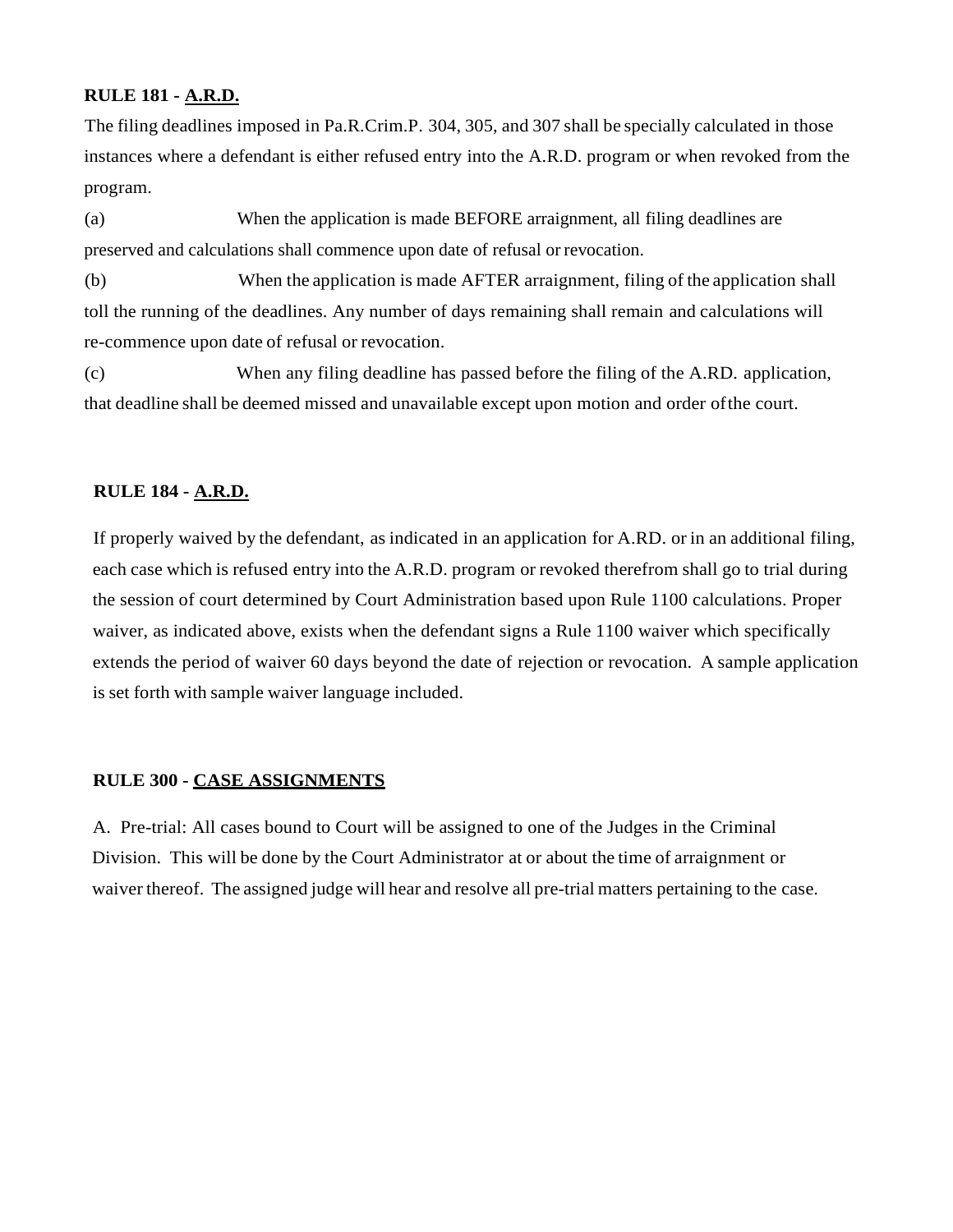**RULE 181 - A.R.D.**

The filing deadlines imposed in Pa.R.Crim.P. 304, 305, and 307 shall be specially calculated in those instances where a defendant is either refused entry into the A.R.D. program or when revoked from the program.

(a) When the application is made BEFORE arraignment, all filing deadlines are preserved and calculations shall commence upon date of refusal or revocation.

(b) When the application is made AFTER arraignment, filing of the application shall toll the running of the deadlines. Any number of days remaining shall remain and calculations will re-commence upon date of refusal or revocation.

(c) When any filing deadline has passed before the filing of the A.RD. application, that deadline shall be deemed missed and unavailable except upon motion and order ofthe court.

**RULE 184 - A.R.D.**

If properly waived by the defendant, as indicated in an application for A.RD. or in an additional filing, each case which is refused entry into the A.R.D. program or revoked therefrom shall go to trial during the session of court determined by Court Administration based upon Rule 1100 calculations. Proper waiver, as indicated above, exists when the defendant signs a Rule 1100 waiver which specifically extends the period of waiver 60 days beyond the date of rejection or revocation. A sample application is set forth with sample waiver language included.

**RULE 300 - CASE ASSIGNMENTS**

A. Pre-trial: All cases bound to Court will be assigned to one of the Judges in the Criminal Division. This will be done by the Court Administrator at or about the time of arraignment or waiver thereof. The assigned judge will hear and resolve all pre-trial matters pertaining to the case.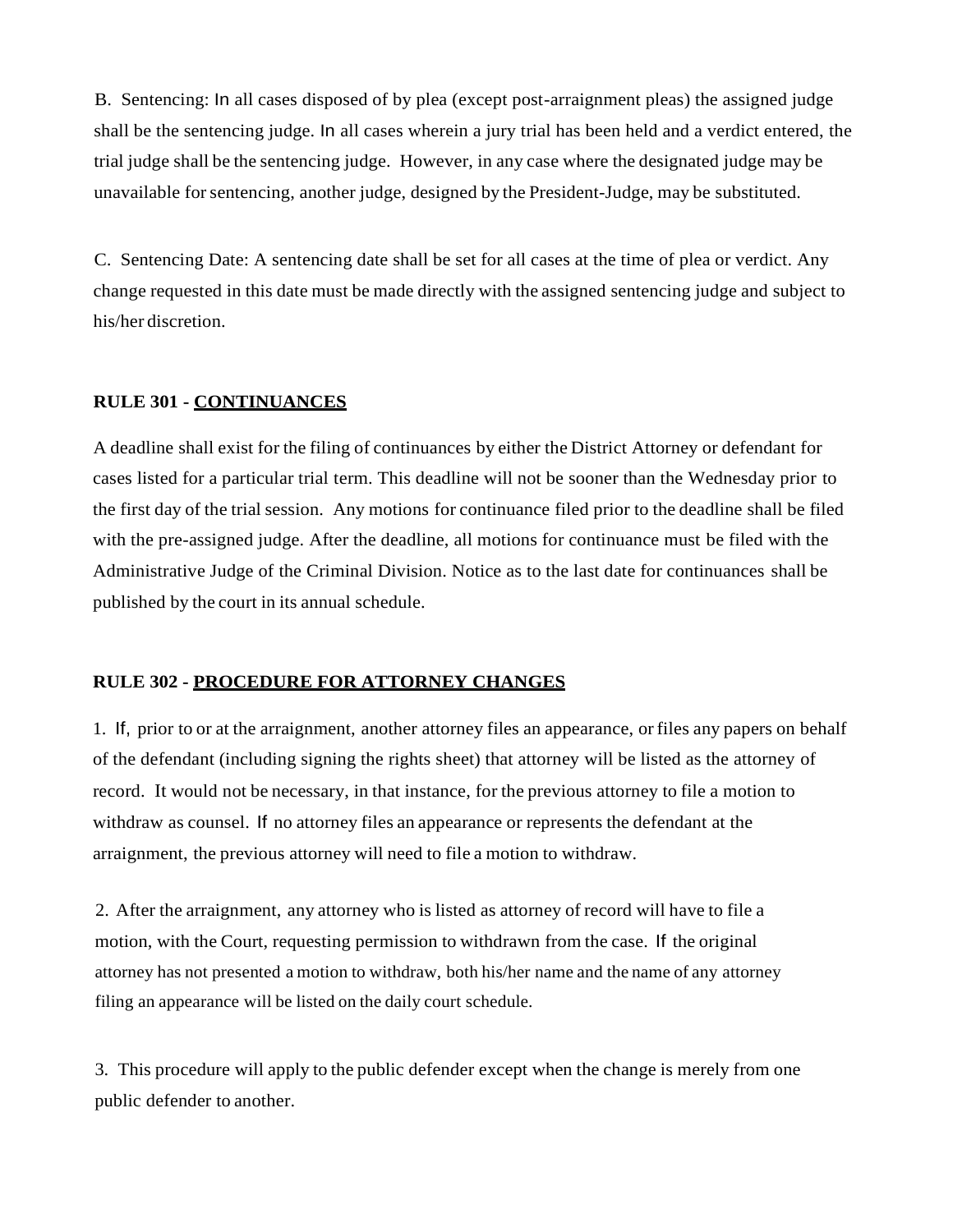B. Sentencing: In all cases disposed of by plea (except post-arraignment pleas) the assigned judge shall be the sentencing judge. In all cases wherein a jury trial has been held and a verdict entered, the trial judge shall be the sentencing judge. However, in any case where the designated judge may be unavailable for sentencing, another judge, designed by the President-Judge, may be substituted.

C. Sentencing Date: A sentencing date shall be set for all cases at the time of plea or verdict. Any change requested in this date must be made directly with the assigned sentencing judge and subject to his/her discretion.

**RULE 301 - <u>CONTINUANCES</u>**

A deadline shall exist for the filing of continuances by either the District Attorney or defendant for cases listed for a particular trial term. This deadline will not be sooner than the Wednesday prior to the first day of the trial session. Any motions for continuance filed prior to the deadline shall be filed with the pre-assigned judge. After the deadline, all motions for continuance must be filed with the Administrative Judge of the Criminal Division. Notice as to the last date for continuances shall be published by the court in its annual schedule.

**RULE 302 - <u>PROCEDURE FOR ATTORNEY CHANGES</u>**

1. If, prior to or at the arraignment, another attorney files an appearance, or files any papers on behalf of the defendant (including signing the rights sheet) that attorney will be listed as the attorney of record. It would not be necessary, in that instance, for the previous attorney to file a motion to withdraw as counsel. If no attorney files an appearance or represents the defendant at the arraignment, the previous attorney will need to file a motion to withdraw.

2. After the arraignment, any attorney who is listed as attorney of record will have to file a motion, with the Court, requesting permission to withdrawn from the case. If the original attorney has not presented a motion to withdraw, both his/her name and the name of any attorney filing an appearance will be listed on the daily court schedule.

3. This procedure will apply to the public defender except when the change is merely from one public defender to another.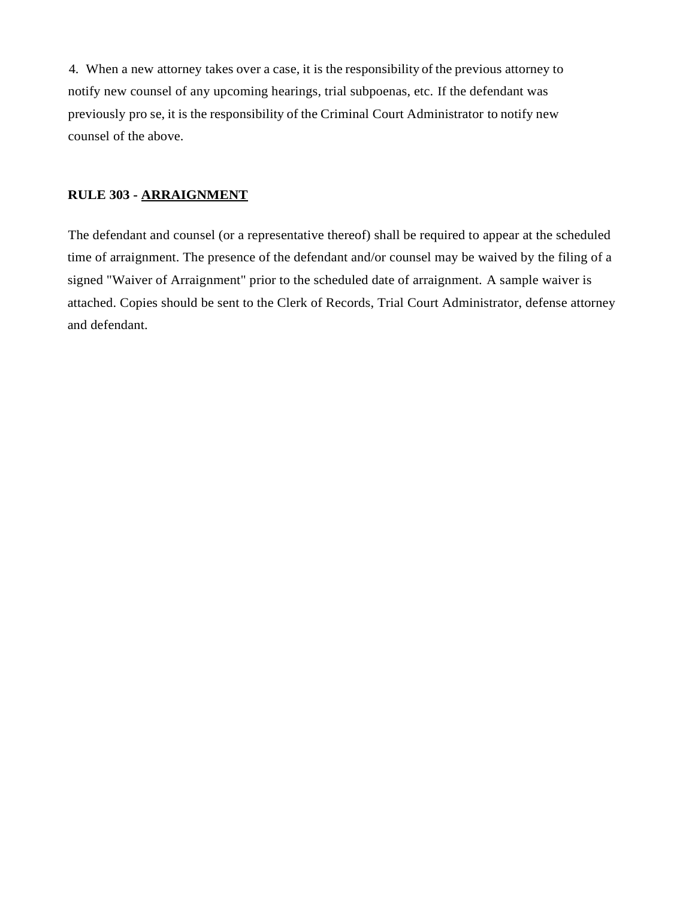4. When a new attorney takes over a case, it is the responsibility of the previous attorney to notify new counsel of any upcoming hearings, trial subpoenas, etc. If the defendant was previously pro se, it is the responsibility of the Criminal Court Administrator to notify new counsel of the above.

**RULE 303 - <u>ARRAIGNMENT</u>**

The defendant and counsel (or a representative thereof) shall be required to appear at the scheduled time of arraignment. The presence of the defendant and/or counsel may be waived by the filing of a signed "Waiver of Arraignment" prior to the scheduled date of arraignment. A sample waiver is attached. Copies should be sent to the Clerk of Records, Trial Court Administrator, defense attorney and defendant.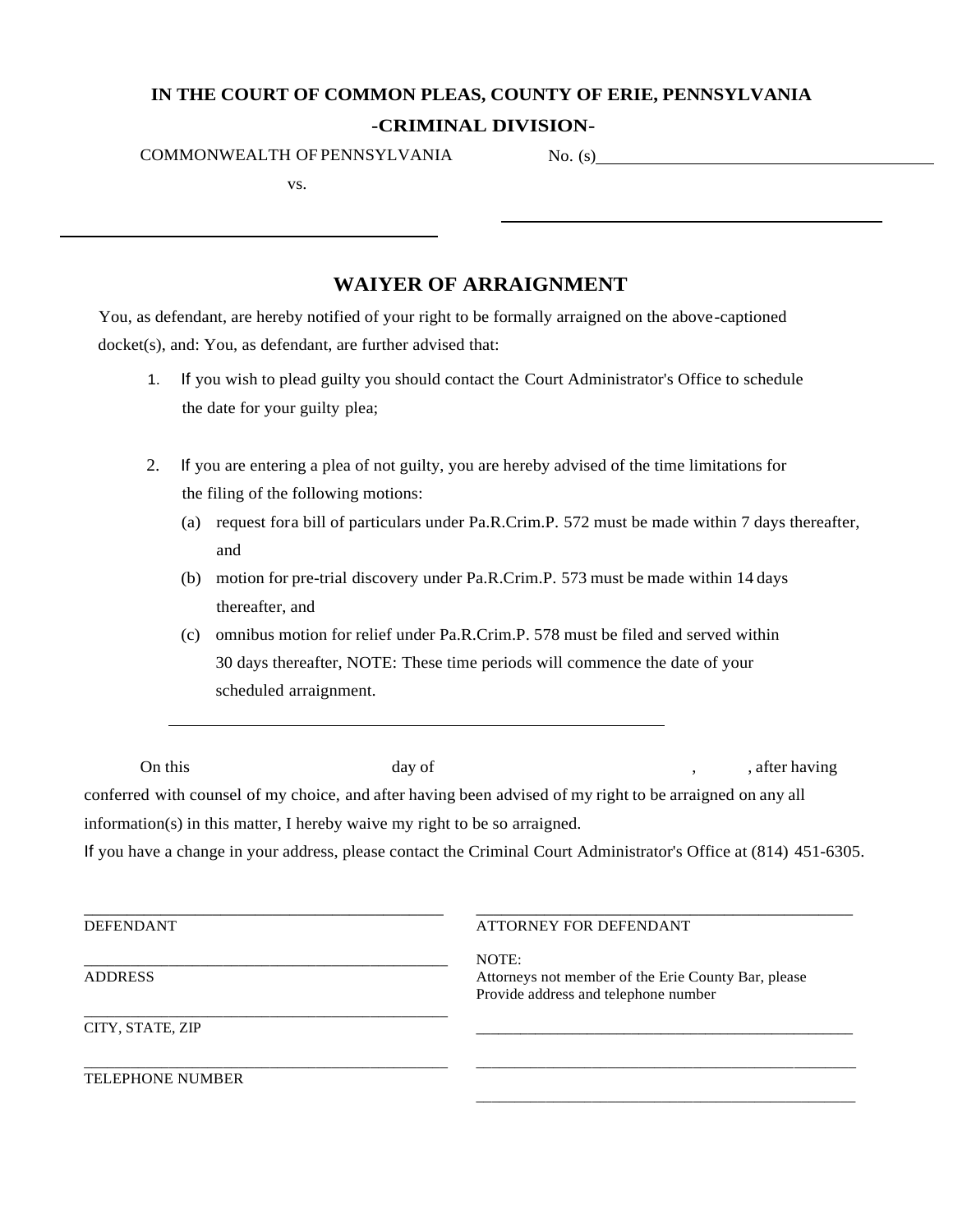**IN THE COURT OF COMMON PLEAS, COUNTY OF ERIE, PENNSYLVANIA**

**-CRIMINAL DIVISION-**

COMMONWEALTH OF PENNSYLVANIA

vs.

______________________________

No. (s)______________________________

______________________________

## WAIYER OF ARRAIGNMENT

You, as defendant, are hereby notified of your right to be formally arraigned on the above-captioned docket(s), and: You, as defendant, are further advised that:

1. If you wish to plead guilty you should contact the Court Administrator's Office to schedule the date for your guilty plea;

2. If you are entering a plea of not guilty, you are hereby advised of the time limitations for the filing of the following motions:
   - (a) request fora bill of particulars under Pa.R.Crim.P. 572 must be made within 7 days thereafter, and
   - (b) motion for pre-trial discovery under Pa.R.Crim.P. 573 must be made within 14 days thereafter, and
   - (c) omnibus motion for relief under Pa.R.Crim.P. 578 must be filed and served within 30 days thereafter, NOTE: These time periods will commence the date of your scheduled arraignment.

______________________________

On this ______________ day of ______________________, ______, after having conferred with counsel of my choice, and after having been advised of my right to be arraigned on any all information(s) in this matter, I hereby waive my right to be so arraigned.

If you have a change in your address, please contact the Criminal Court Administrator's Office at (814) 451-6305.

______________________________
DEFENDANT

______________________________
ADDRESS

______________________________
CITY, STATE, ZIP

______________________________
TELEPHONE NUMBER

______________________________
ATTORNEY FOR DEFENDANT

NOTE:
Attorneys not member of the Erie County Bar, please Provide address and telephone number

______________________________

______________________________

______________________________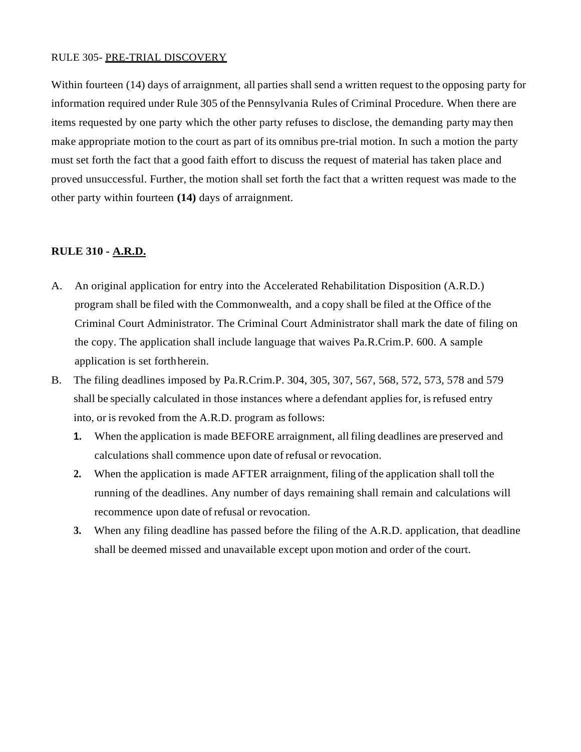RULE 305- PRE-TRIAL DISCOVERY

Within fourteen (14) days of arraignment, all parties shall send a written request to the opposing party for information required under Rule 305 of the Pennsylvania Rules of Criminal Procedure. When there are items requested by one party which the other party refuses to disclose, the demanding party may then make appropriate motion to the court as part of its omnibus pre-trial motion. In such a motion the party must set forth the fact that a good faith effort to discuss the request of material has taken place and proved unsuccessful. Further, the motion shall set forth the fact that a written request was made to the other party within fourteen **(14)** days of arraignment.

**RULE 310 - A.R.D.**

A. An original application for entry into the Accelerated Rehabilitation Disposition (A.R.D.) program shall be filed with the Commonwealth, and a copy shall be filed at the Office of the Criminal Court Administrator. The Criminal Court Administrator shall mark the date of filing on the copy. The application shall include language that waives Pa.R.Crim.P. 600. A sample application is set forth herein.

B. The filing deadlines imposed by Pa.R.Crim.P. 304, 305, 307, 567, 568, 572, 573, 578 and 579 shall be specially calculated in those instances where a defendant applies for, is refused entry into, or is revoked from the A.R.D. program as follows:

   1. When the application is made BEFORE arraignment, all filing deadlines are preserved and calculations shall commence upon date of refusal or revocation.
   2. When the application is made AFTER arraignment, filing of the application shall toll the running of the deadlines. Any number of days remaining shall remain and calculations will recommence upon date of refusal or revocation.
   3. When any filing deadline has passed before the filing of the A.R.D. application, that deadline shall be deemed missed and unavailable except upon motion and order of the court.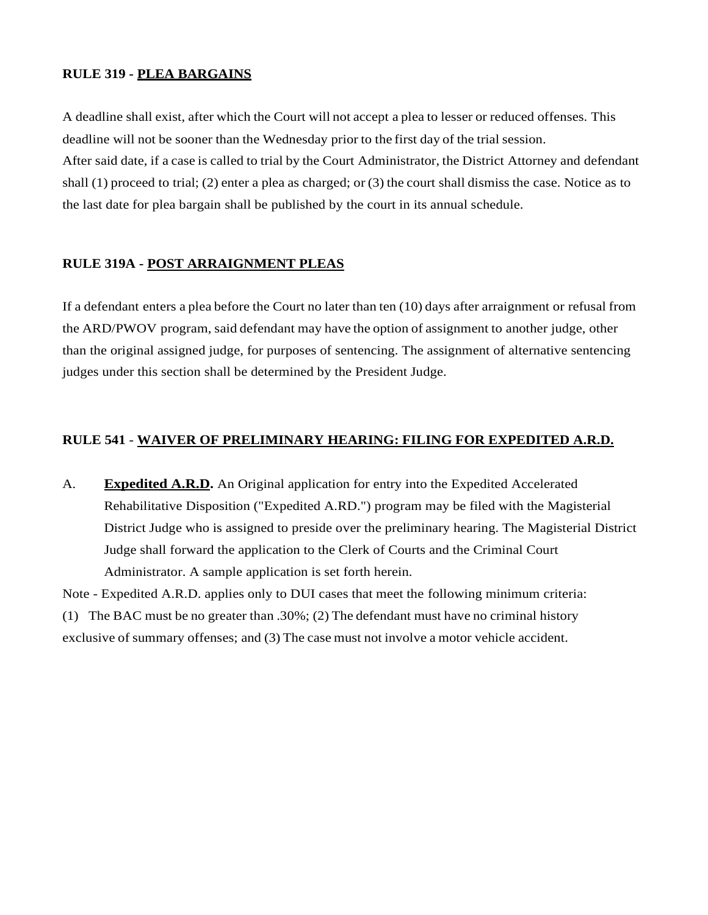**RULE 319 - <u>PLEA BARGAINS</u>**

A deadline shall exist, after which the Court will not accept a plea to lesser or reduced offenses. This deadline will not be sooner than the Wednesday prior to the first day of the trial session.
After said date, if a case is called to trial by the Court Administrator, the District Attorney and defendant shall (1) proceed to trial; (2) enter a plea as charged; or (3) the court shall dismiss the case. Notice as to the last date for plea bargain shall be published by the court in its annual schedule.

**RULE 319A - <u>POST ARRAIGNMENT PLEAS</u>**

If a defendant enters a plea before the Court no later than ten (10) days after arraignment or refusal from the ARD/PWOV program, said defendant may have the option of assignment to another judge, other than the original assigned judge, for purposes of sentencing. The assignment of alternative sentencing judges under this section shall be determined by the President Judge.

**RULE 541 - <u>WAIVER OF PRELIMINARY HEARING: FILING FOR EXPEDITED A.R.D.</u>**

A. **<u>Expedited A.R.D</u>.** An Original application for entry into the Expedited Accelerated Rehabilitative Disposition ("Expedited A.RD.") program may be filed with the Magisterial District Judge who is assigned to preside over the preliminary hearing. The Magisterial District Judge shall forward the application to the Clerk of Courts and the Criminal Court Administrator. A sample application is set forth herein.

Note - Expedited A.R.D. applies only to DUI cases that meet the following minimum criteria:
(1) The BAC must be no greater than .30%; (2) The defendant must have no criminal history exclusive of summary offenses; and (3) The case must not involve a motor vehicle accident.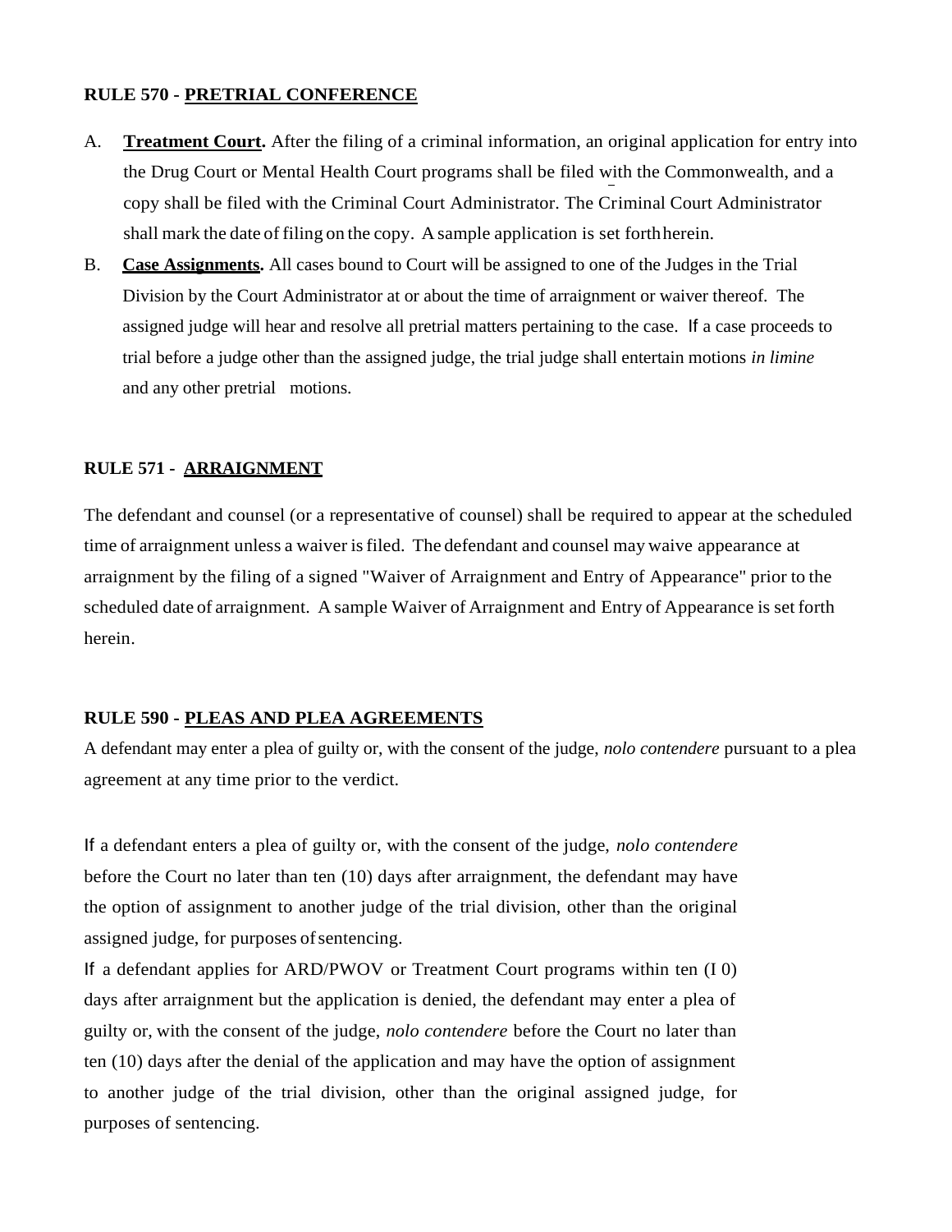**RULE 570 - <u>PRETRIAL CONFERENCE</u>**

A. **<u>Treatment Court</u>.** After the filing of a criminal information, an original application for entry into the Drug Court or Mental Health Court programs shall be filed with the Commonwealth, and a copy shall be filed with the Criminal Court Administrator. The Criminal Court Administrator shall mark the date of filing on the copy. A sample application is set forth herein.

B. **<u>Case Assignments</u>.** All cases bound to Court will be assigned to one of the Judges in the Trial Division by the Court Administrator at or about the time of arraignment or waiver thereof. The assigned judge will hear and resolve all pretrial matters pertaining to the case. If a case proceeds to trial before a judge other than the assigned judge, the trial judge shall entertain motions *in limine* and any other pretrial motions.

**RULE 571 - <u>ARRAIGNMENT</u>**

The defendant and counsel (or a representative of counsel) shall be required to appear at the scheduled time of arraignment unless a waiver is filed. The defendant and counsel may waive appearance at arraignment by the filing of a signed "Waiver of Arraignment and Entry of Appearance" prior to the scheduled date of arraignment. A sample Waiver of Arraignment and Entry of Appearance is set forth herein.

**RULE 590 - <u>PLEAS AND PLEA AGREEMENTS</u>**

A defendant may enter a plea of guilty or, with the consent of the judge, *nolo contendere* pursuant to a plea agreement at any time prior to the verdict.

If a defendant enters a plea of guilty or, with the consent of the judge, *nolo contendere* before the Court no later than ten (10) days after arraignment, the defendant may have the option of assignment to another judge of the trial division, other than the original assigned judge, for purposes of sentencing.

If a defendant applies for ARD/PWOV or Treatment Court programs within ten (I 0) days after arraignment but the application is denied, the defendant may enter a plea of guilty or, with the consent of the judge, *nolo contendere* before the Court no later than ten (10) days after the denial of the application and may have the option of assignment to another judge of the trial division, other than the original assigned judge, for purposes of sentencing.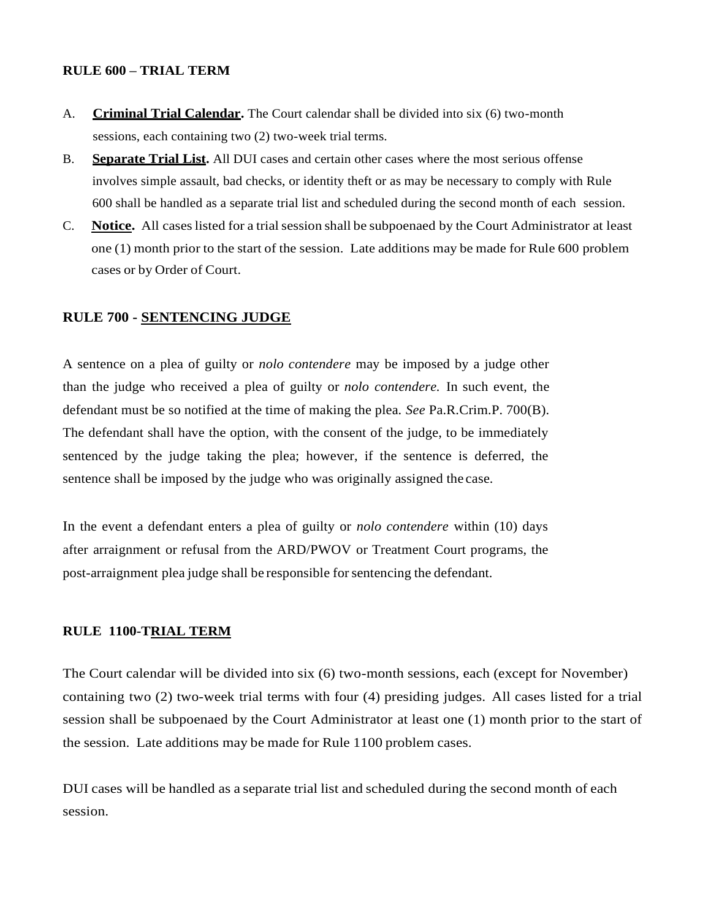## RULE 600 – TRIAL TERM

A. **Criminal Trial Calendar.** The Court calendar shall be divided into six (6) two-month sessions, each containing two (2) two-week trial terms.

B. **Separate Trial List.** All DUI cases and certain other cases where the most serious offense involves simple assault, bad checks, or identity theft or as may be necessary to comply with Rule 600 shall be handled as a separate trial list and scheduled during the second month of each session.

C. **Notice.** All cases listed for a trial session shall be subpoenaed by the Court Administrator at least one (1) month prior to the start of the session. Late additions may be made for Rule 600 problem cases or by Order of Court.

## RULE 700 - SENTENCING JUDGE

A sentence on a plea of guilty or *nolo contendere* may be imposed by a judge other than the judge who received a plea of guilty or *nolo contendere.* In such event, the defendant must be so notified at the time of making the plea. *See* Pa.R.Crim.P. 700(B). The defendant shall have the option, with the consent of the judge, to be immediately sentenced by the judge taking the plea; however, if the sentence is deferred, the sentence shall be imposed by the judge who was originally assigned the case.

In the event a defendant enters a plea of guilty or *nolo contendere* within (10) days after arraignment or refusal from the ARD/PWOV or Treatment Court programs, the post-arraignment plea judge shall be responsible for sentencing the defendant.

## RULE 1100-TRIAL TERM

The Court calendar will be divided into six (6) two-month sessions, each (except for November) containing two (2) two-week trial terms with four (4) presiding judges. All cases listed for a trial session shall be subpoenaed by the Court Administrator at least one (1) month prior to the start of the session. Late additions may be made for Rule 1100 problem cases.

DUI cases will be handled as a separate trial list and scheduled during the second month of each session.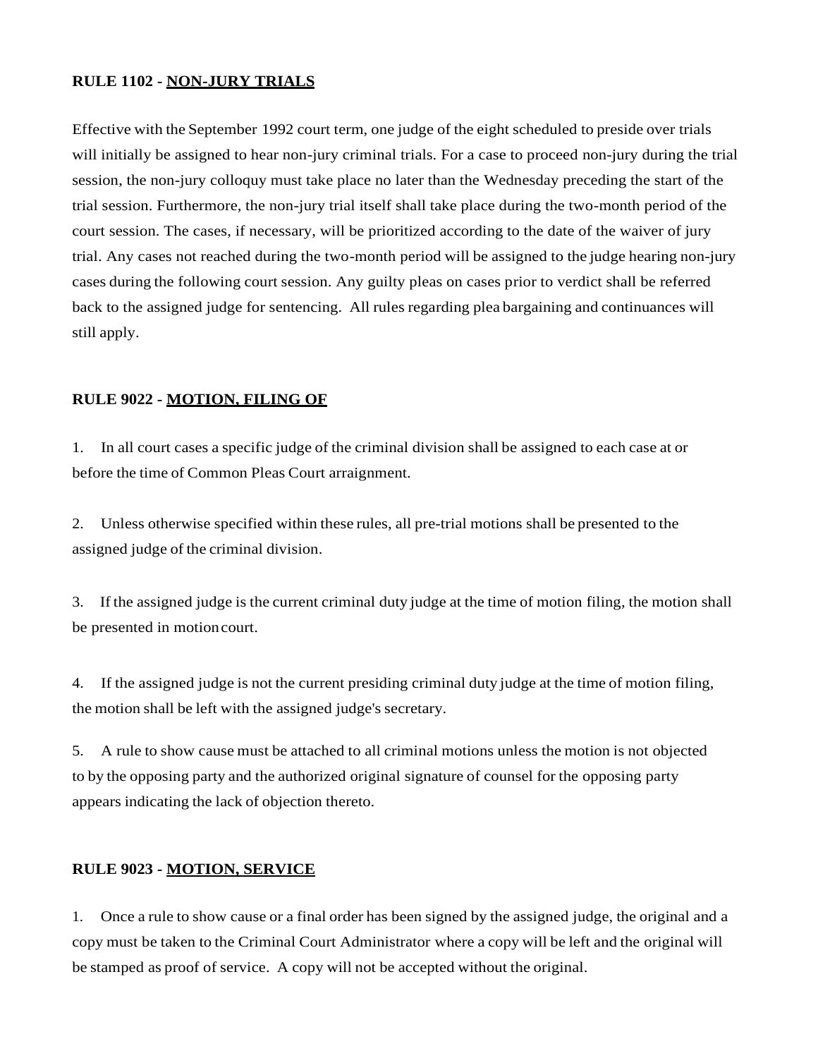## RULE 1102 - NON-JURY TRIALS

Effective with the September 1992 court term, one judge of the eight scheduled to preside over trials will initially be assigned to hear non-jury criminal trials. For a case to proceed non-jury during the trial session, the non-jury colloquy must take place no later than the Wednesday preceding the start of the trial session. Furthermore, the non-jury trial itself shall take place during the two-month period of the court session. The cases, if necessary, will be prioritized according to the date of the waiver of jury trial. Any cases not reached during the two-month period will be assigned to the judge hearing non-jury cases during the following court session. Any guilty pleas on cases prior to verdict shall be referred back to the assigned judge for sentencing. All rules regarding plea bargaining and continuances will still apply.

## RULE 9022 - MOTION, FILING OF

1. In all court cases a specific judge of the criminal division shall be assigned to each case at or before the time of Common Pleas Court arraignment.

2. Unless otherwise specified within these rules, all pre-trial motions shall be presented to the assigned judge of the criminal division.

3. If the assigned judge is the current criminal duty judge at the time of motion filing, the motion shall be presented in motion court.

4. If the assigned judge is not the current presiding criminal duty judge at the time of motion filing, the motion shall be left with the assigned judge's secretary.

5. A rule to show cause must be attached to all criminal motions unless the motion is not objected to by the opposing party and the authorized original signature of counsel for the opposing party appears indicating the lack of objection thereto.

## RULE 9023 - MOTION, SERVICE

1. Once a rule to show cause or a final order has been signed by the assigned judge, the original and a copy must be taken to the Criminal Court Administrator where a copy will be left and the original will be stamped as proof of service. A copy will not be accepted without the original.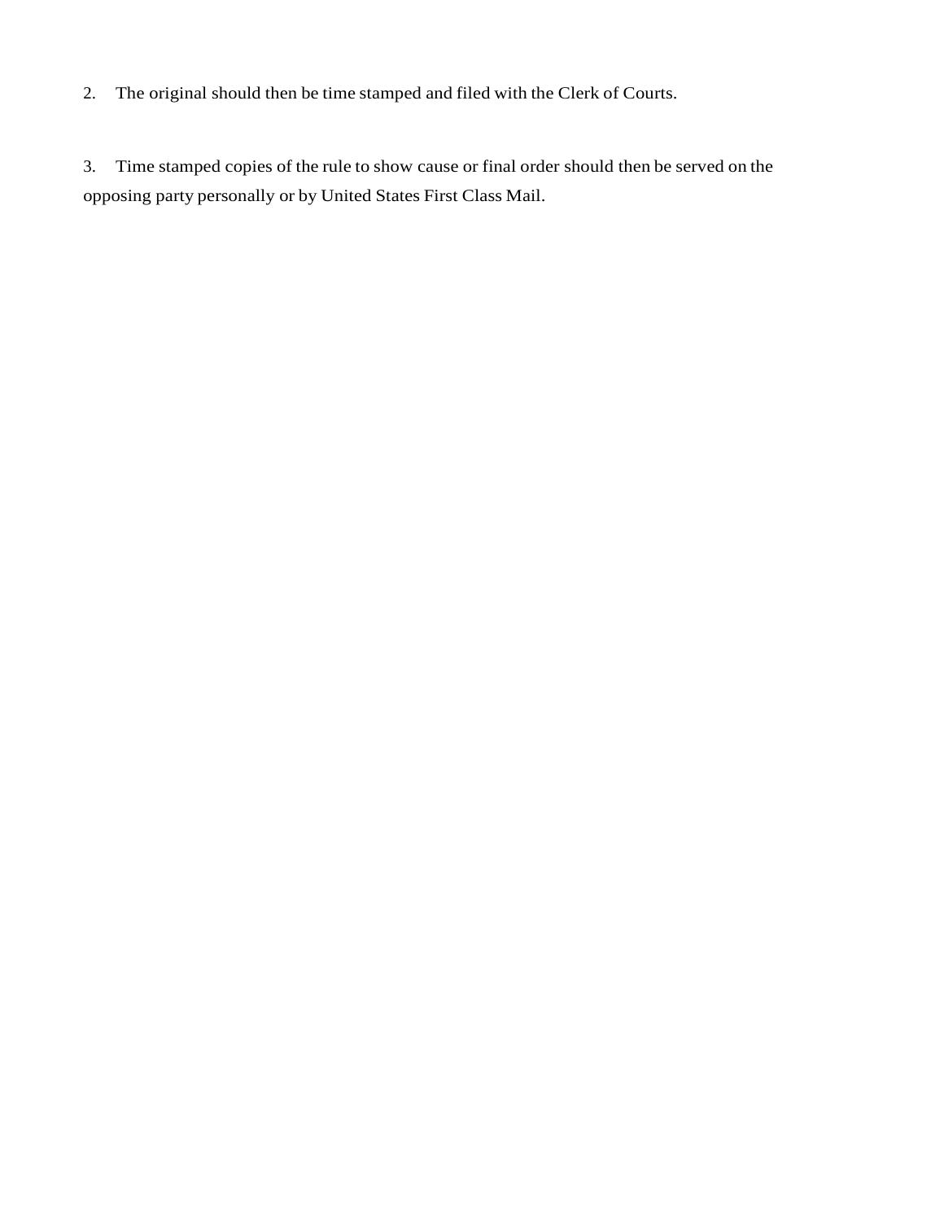2. The original should then be time stamped and filed with the Clerk of Courts.

3. Time stamped copies of the rule to show cause or final order should then be served on the opposing party personally or by United States First Class Mail.